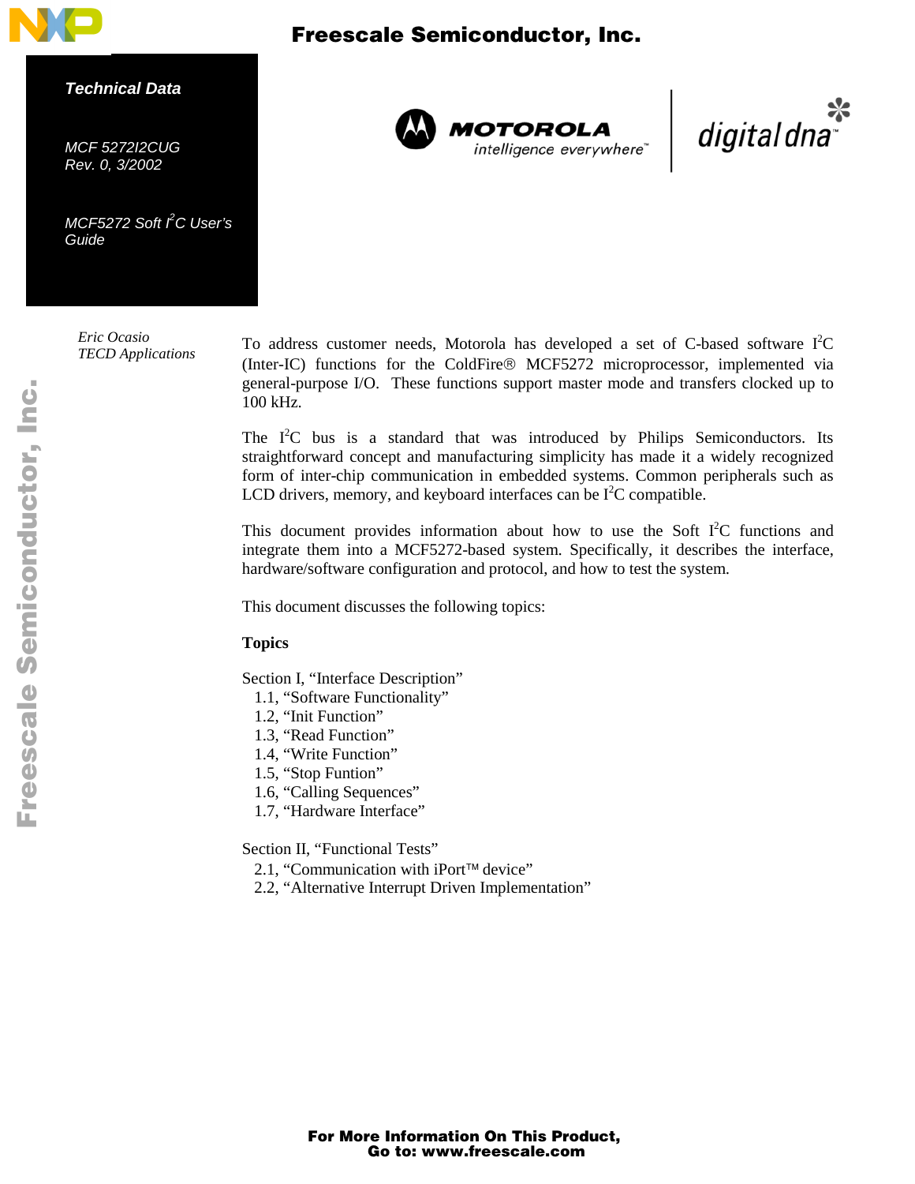**Technical Data**

*MCF 5272I2CUG*
*Rev. 0, 3/2002*

# *MCF5272 Soft $I^2C$ User's Guide*

*Eric Ocasio*
*TECD Applications*

To address customer needs, Motorola has developed a set of C-based software $I^2C$ (Inter-IC) functions for the ColdFire® MCF5272 microprocessor, implemented via general-purpose I/O. These functions support master mode and transfers clocked up to 100 kHz.

The $I^2C$ bus is a standard that was introduced by Philips Semiconductors. Its straightforward concept and manufacturing simplicity has made it a widely recognized form of inter-chip communication in embedded systems. Common peripherals such as LCD drivers, memory, and keyboard interfaces can be $I^2C$ compatible.

This document provides information about how to use the Soft $I^2C$ functions and integrate them into a MCF5272-based system. Specifically, it describes the interface, hardware/software configuration and protocol, and how to test the system.

This document discusses the following topics:

**Topics**

Section I, "Interface Description"
- 1.1, "Software Functionality"
- 1.2, "Init Function"
- 1.3, "Read Function"
- 1.4, "Write Function"
- 1.5, "Stop Funtion"
- 1.6, "Calling Sequences"
- 1.7, "Hardware Interface"

Section II, "Functional Tests"
- 2.1, "Communication with iPort™ device"
- 2.2, "Alternative Interrupt Driven Implementation"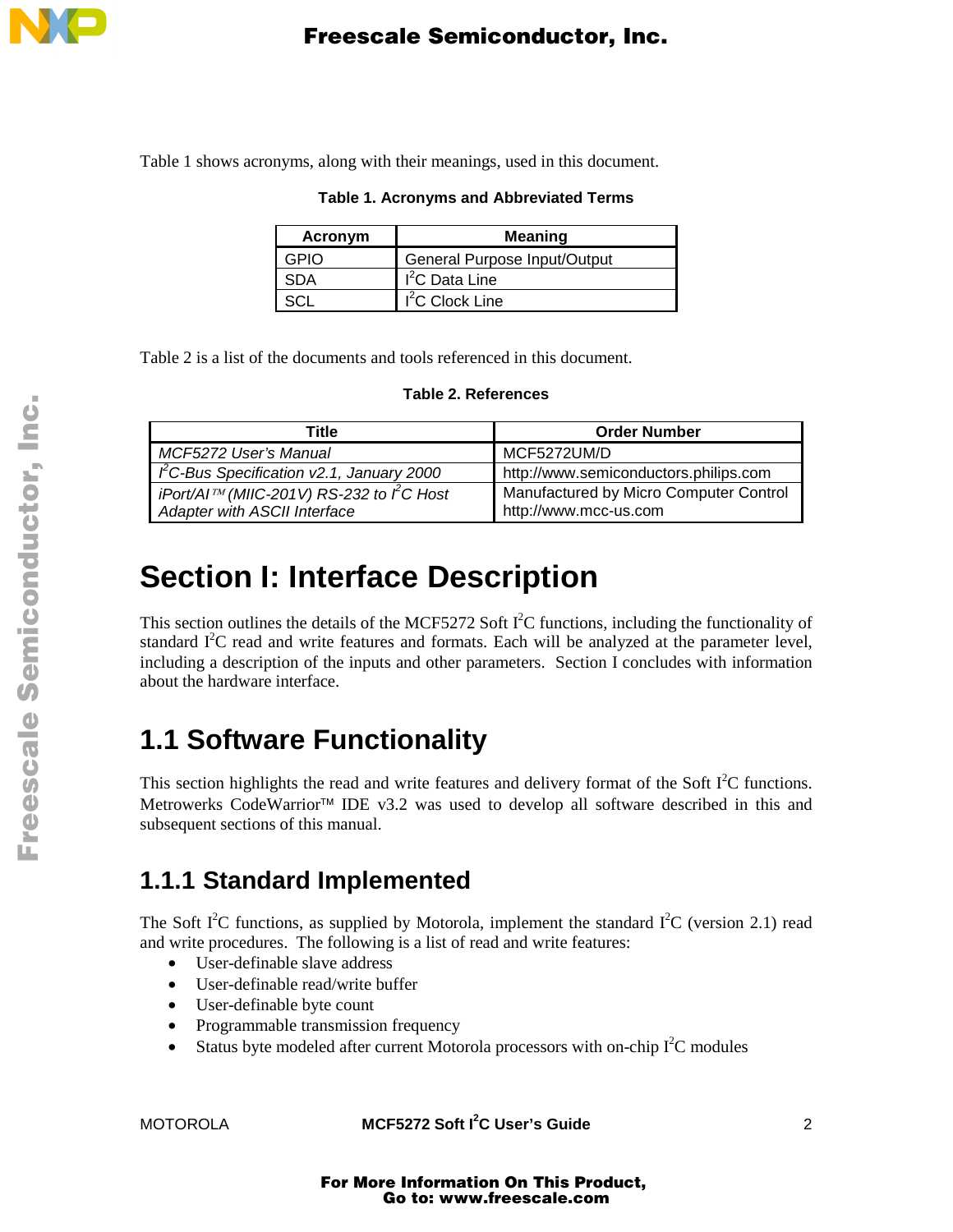Table 1 shows acronyms, along with their meanings, used in this document.

**Table 1. Acronyms and Abbreviated Terms**

| Acronym | Meaning |
|---|---|
| GPIO | General Purpose Input/Output |
| SDA | $I^2C$ Data Line |
| SCL | $I^2C$ Clock Line |

Table 2 is a list of the documents and tools referenced in this document.

**Table 2. References**

| Title | Order Number |
|---|---|
| *MCF5272 User's Manual* | MCF5272UM/D |
| *$I^2C$-Bus Specification v2.1, January 2000* | http://www.semiconductors.philips.com |
| *iPort/AI™ (MIIC-201V) RS-232 to $I^2C$ Host Adapter with ASCII Interface* | Manufactured by Micro Computer Control http://www.mcc-us.com |

# Section I: Interface Description

This section outlines the details of the MCF5272 Soft $I^2C$ functions, including the functionality of standard $I^2C$ read and write features and formats. Each will be analyzed at the parameter level, including a description of the inputs and other parameters. Section I concludes with information about the hardware interface.

## 1.1 Software Functionality

This section highlights the read and write features and delivery format of the Soft $I^2C$ functions. Metrowerks CodeWarrior™ IDE v3.2 was used to develop all software described in this and subsequent sections of this manual.

### 1.1.1 Standard Implemented

The Soft $I^2C$ functions, as supplied by Motorola, implement the standard $I^2C$ (version 2.1) read and write procedures. The following is a list of read and write features:

- User-definable slave address
- User-definable read/write buffer
- User-definable byte count
- Programmable transmission frequency
- Status byte modeled after current Motorola processors with on-chip $I^2C$ modules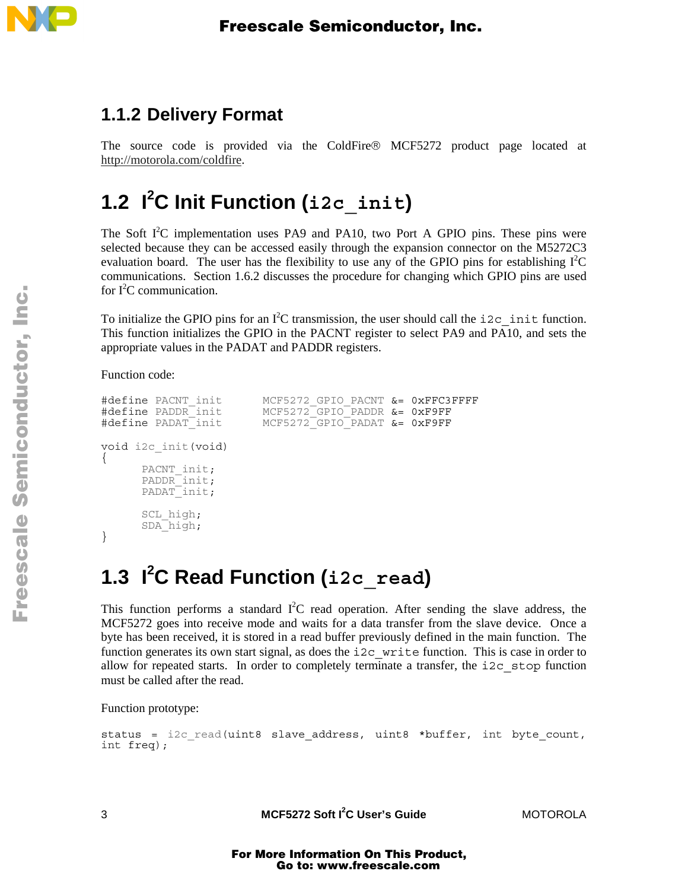### 1.1.2 Delivery Format

The source code is provided via the ColdFire® MCF5272 product page located at http://motorola.com/coldfire.

## 1.2 I²C Init Function (`i2c_init`)

The Soft I²C implementation uses PA9 and PA10, two Port A GPIO pins. These pins were selected because they can be accessed easily through the expansion connector on the M5272C3 evaluation board. The user has the flexibility to use any of the GPIO pins for establishing I²C communications. Section 1.6.2 discusses the procedure for changing which GPIO pins are used for I²C communication.

To initialize the GPIO pins for an I²C transmission, the user should call the `i2c_init` function. This function initializes the GPIO in the PACNT register to select PA9 and PA10, and sets the appropriate values in the PADAT and PADDR registers.

Function code:

```
#define PACNT_init      MCF5272_GPIO_PACNT &= 0xFFC3FFFF
#define PADDR_init      MCF5272_GPIO_PADDR &= 0xF9FF
#define PADAT_init      MCF5272_GPIO_PADAT &= 0xF9FF

void i2c_init(void)
{
      PACNT_init;
      PADDR_init;
      PADAT_init;

      SCL_high;
      SDA_high;
}
```

## 1.3 I²C Read Function (`i2c_read`)

This function performs a standard I²C read operation. After sending the slave address, the MCF5272 goes into receive mode and waits for a data transfer from the slave device. Once a byte has been received, it is stored in a read buffer previously defined in the main function. The function generates its own start signal, as does the `i2c_write` function. This is case in order to allow for repeated starts. In order to completely terminate a transfer, the `i2c_stop` function must be called after the read.

Function prototype:

```
status = i2c_read(uint8 slave_address, uint8 *buffer, int byte_count,
int freq);
```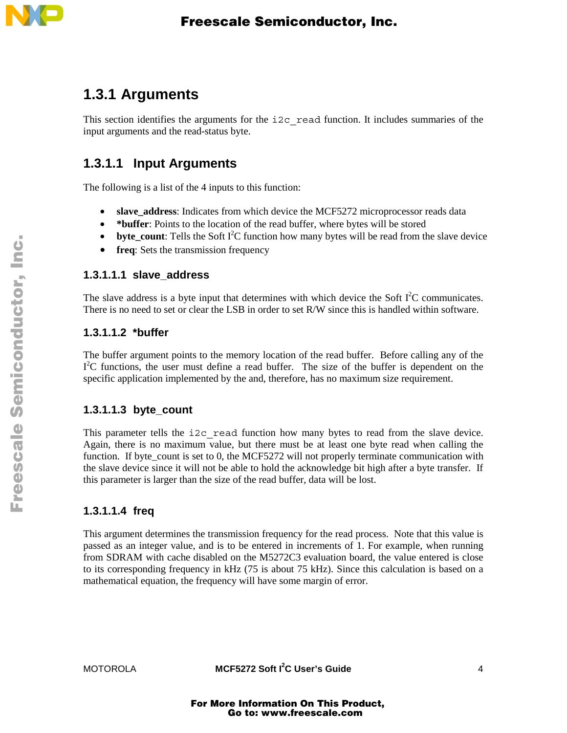## 1.3.1 Arguments

This section identifies the arguments for the `i2c_read` function. It includes summaries of the input arguments and the read-status byte.

### 1.3.1.1 Input Arguments

The following is a list of the 4 inputs to this function:

- **slave_address**: Indicates from which device the MCF5272 microprocessor reads data
- ***buffer**: Points to the location of the read buffer, where bytes will be stored
- **byte_count**: Tells the Soft I$^2$C function how many bytes will be read from the slave device
- **freq**: Sets the transmission frequency

#### 1.3.1.1.1 slave_address

The slave address is a byte input that determines with which device the Soft I$^2$C communicates. There is no need to set or clear the LSB in order to set R/W since this is handled within software.

#### 1.3.1.1.2 *buffer

The buffer argument points to the memory location of the read buffer. Before calling any of the I$^2$C functions, the user must define a read buffer. The size of the buffer is dependent on the specific application implemented by the and, therefore, has no maximum size requirement.

#### 1.3.1.1.3 byte_count

This parameter tells the `i2c_read` function how many bytes to read from the slave device. Again, there is no maximum value, but there must be at least one byte read when calling the function. If byte_count is set to 0, the MCF5272 will not properly terminate communication with the slave device since it will not be able to hold the acknowledge bit high after a byte transfer. If this parameter is larger than the size of the read buffer, data will be lost.

#### 1.3.1.1.4 freq

This argument determines the transmission frequency for the read process. Note that this value is passed as an integer value, and is to be entered in increments of 1. For example, when running from SDRAM with cache disabled on the M5272C3 evaluation board, the value entered is close to its corresponding frequency in kHz (75 is about 75 kHz). Since this calculation is based on a mathematical equation, the frequency will have some margin of error.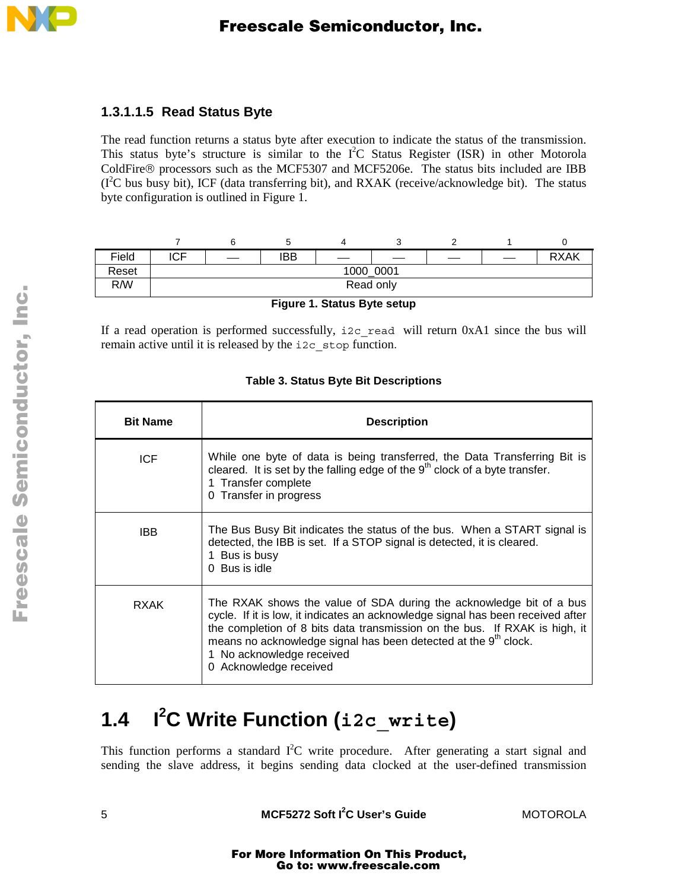#### 1.3.1.1.5 Read Status Byte

The read function returns a status byte after execution to indicate the status of the transmission. This status byte's structure is similar to the I²C Status Register (ISR) in other Motorola ColdFire® processors such as the MCF5307 and MCF5206e. The status bits included are IBB (I²C bus busy bit), ICF (data transferring bit), and RXAK (receive/acknowledge bit). The status byte configuration is outlined in Figure 1.

| | 7 | 6 | 5 | 4 | 3 | 2 | 1 | 0 |
|---|---|---|---|---|---|---|---|---|
| Field | ICF | — | IBB | — | — | — | — | RXAK |
| Reset | 1000_0001 | | | | | | | |
| R/W | Read only | | | | | | | |

**Figure 1. Status Byte setup**

If a read operation is performed successfully, `i2c_read` will return 0xA1 since the bus will remain active until it is released by the `i2c_stop` function.

**Table 3. Status Byte Bit Descriptions**

| Bit Name | Description |
|---|---|
| ICF | While one byte of data is being transferred, the Data Transferring Bit is cleared. It is set by the falling edge of the 9th clock of a byte transfer.<br>1 Transfer complete<br>0 Transfer in progress |
| IBB | The Bus Busy Bit indicates the status of the bus. When a START signal is detected, the IBB is set. If a STOP signal is detected, it is cleared.<br>1 Bus is busy<br>0 Bus is idle |
| RXAK | The RXAK shows the value of SDA during the acknowledge bit of a bus cycle. If it is low, it indicates an acknowledge signal has been received after the completion of 8 bits data transmission on the bus. If RXAK is high, it means no acknowledge signal has been detected at the 9th clock.<br>1 No acknowledge received<br>0 Acknowledge received |

## 1.4 I²C Write Function (`i2c_write`)

This function performs a standard I²C write procedure. After generating a start signal and sending the slave address, it begins sending data clocked at the user-defined transmission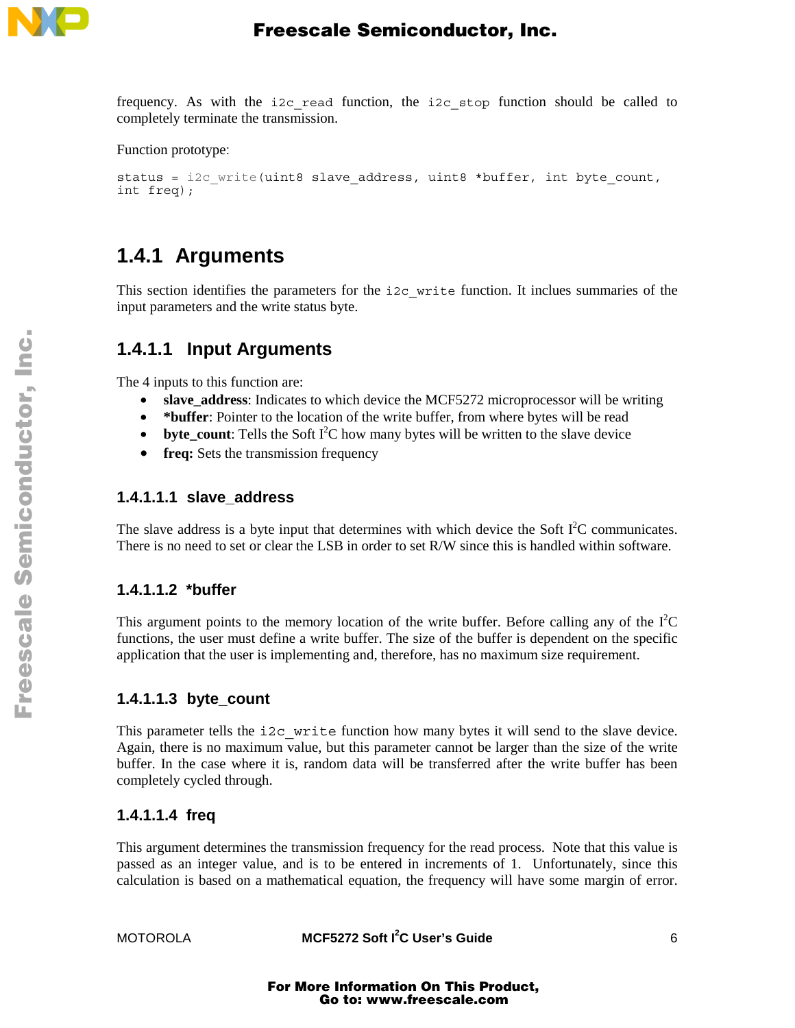frequency. As with the `i2c_read` function, the `i2c_stop` function should be called to completely terminate the transmission.

Function prototype:

```
status = i2c_write(uint8 slave_address, uint8 *buffer, int byte_count,
int freq);
```

## 1.4.1 Arguments

This section identifies the parameters for the `i2c_write` function. It inclues summaries of the input parameters and the write status byte.

### 1.4.1.1 Input Arguments

The 4 inputs to this function are:

- **slave_address**: Indicates to which device the MCF5272 microprocessor will be writing
- ***buffer**: Pointer to the location of the write buffer, from where bytes will be read
- **byte_count**: Tells the Soft I²C how many bytes will be written to the slave device
- **freq:** Sets the transmission frequency

#### 1.4.1.1.1 slave_address

The slave address is a byte input that determines with which device the Soft I²C communicates. There is no need to set or clear the LSB in order to set R/W since this is handled within software.

#### 1.4.1.1.2 *buffer

This argument points to the memory location of the write buffer. Before calling any of the I²C functions, the user must define a write buffer. The size of the buffer is dependent on the specific application that the user is implementing and, therefore, has no maximum size requirement.

#### 1.4.1.1.3 byte_count

This parameter tells the `i2c_write` function how many bytes it will send to the slave device. Again, there is no maximum value, but this parameter cannot be larger than the size of the write buffer. In the case where it is, random data will be transferred after the write buffer has been completely cycled through.

#### 1.4.1.1.4 freq

This argument determines the transmission frequency for the read process. Note that this value is passed as an integer value, and is to be entered in increments of 1. Unfortunately, since this calculation is based on a mathematical equation, the frequency will have some margin of error.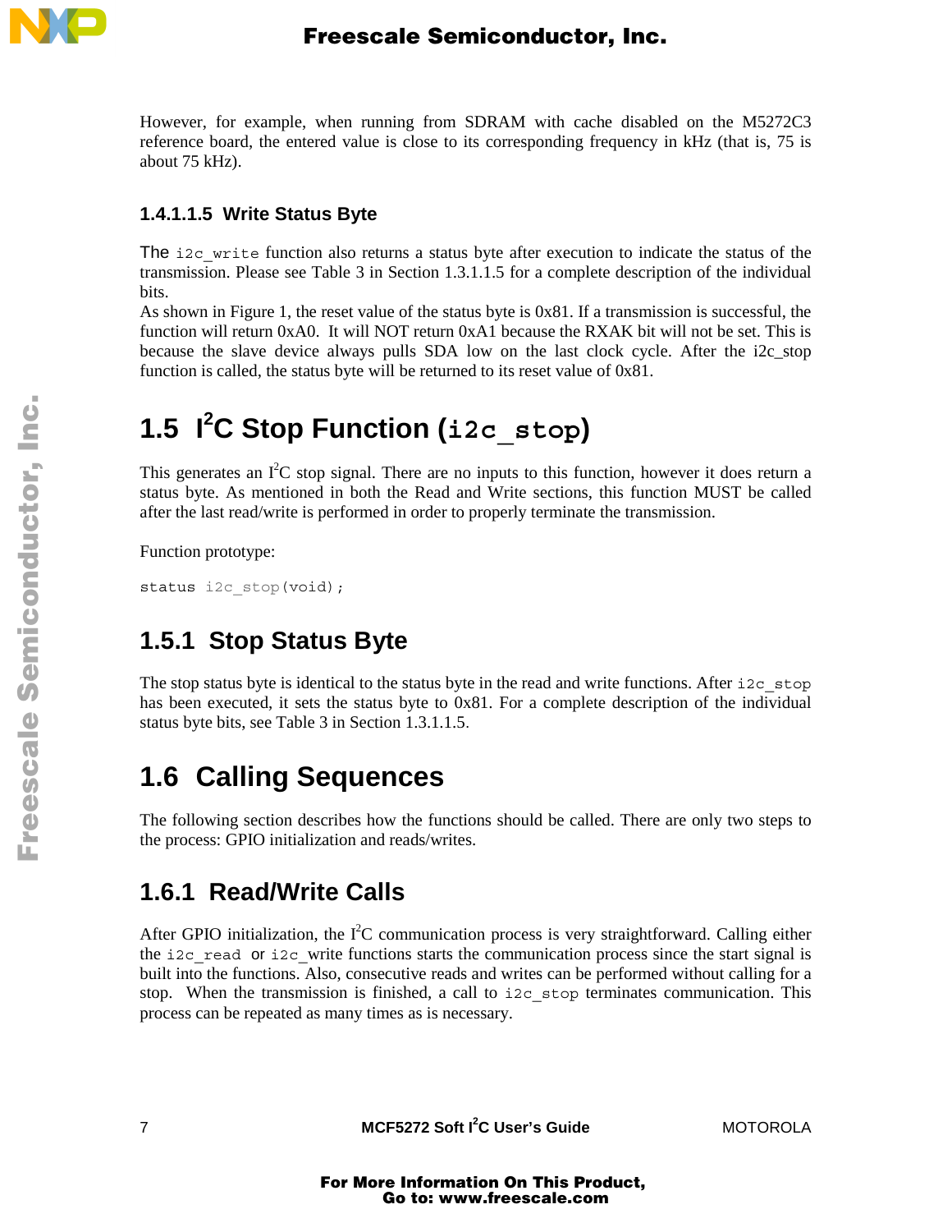However, for example, when running from SDRAM with cache disabled on the M5272C3 reference board, the entered value is close to its corresponding frequency in kHz (that is, 75 is about 75 kHz).

#### 1.4.1.1.5 Write Status Byte

The `i2c_write` function also returns a status byte after execution to indicate the status of the transmission. Please see Table 3 in Section 1.3.1.1.5 for a complete description of the individual bits.
As shown in Figure 1, the reset value of the status byte is 0x81. If a transmission is successful, the function will return 0xA0. It will NOT return 0xA1 because the RXAK bit will not be set. This is because the slave device always pulls SDA low on the last clock cycle. After the i2c_stop function is called, the status byte will be returned to its reset value of 0x81.

## 1.5 I²C Stop Function (`i2c_stop`)

This generates an I²C stop signal. There are no inputs to this function, however it does return a status byte. As mentioned in both the Read and Write sections, this function MUST be called after the last read/write is performed in order to properly terminate the transmission.

Function prototype:

```
status i2c_stop(void);
```

### 1.5.1 Stop Status Byte

The stop status byte is identical to the status byte in the read and write functions. After `i2c_stop` has been executed, it sets the status byte to 0x81. For a complete description of the individual status byte bits, see Table 3 in Section 1.3.1.1.5.

## 1.6 Calling Sequences

The following section describes how the functions should be called. There are only two steps to the process: GPIO initialization and reads/writes.

### 1.6.1 Read/Write Calls

After GPIO initialization, the I²C communication process is very straightforward. Calling either the `i2c_read` or `i2c_write` functions starts the communication process since the start signal is built into the functions. Also, consecutive reads and writes can be performed without calling for a stop. When the transmission is finished, a call to `i2c_stop` terminates communication. This process can be repeated as many times as is necessary.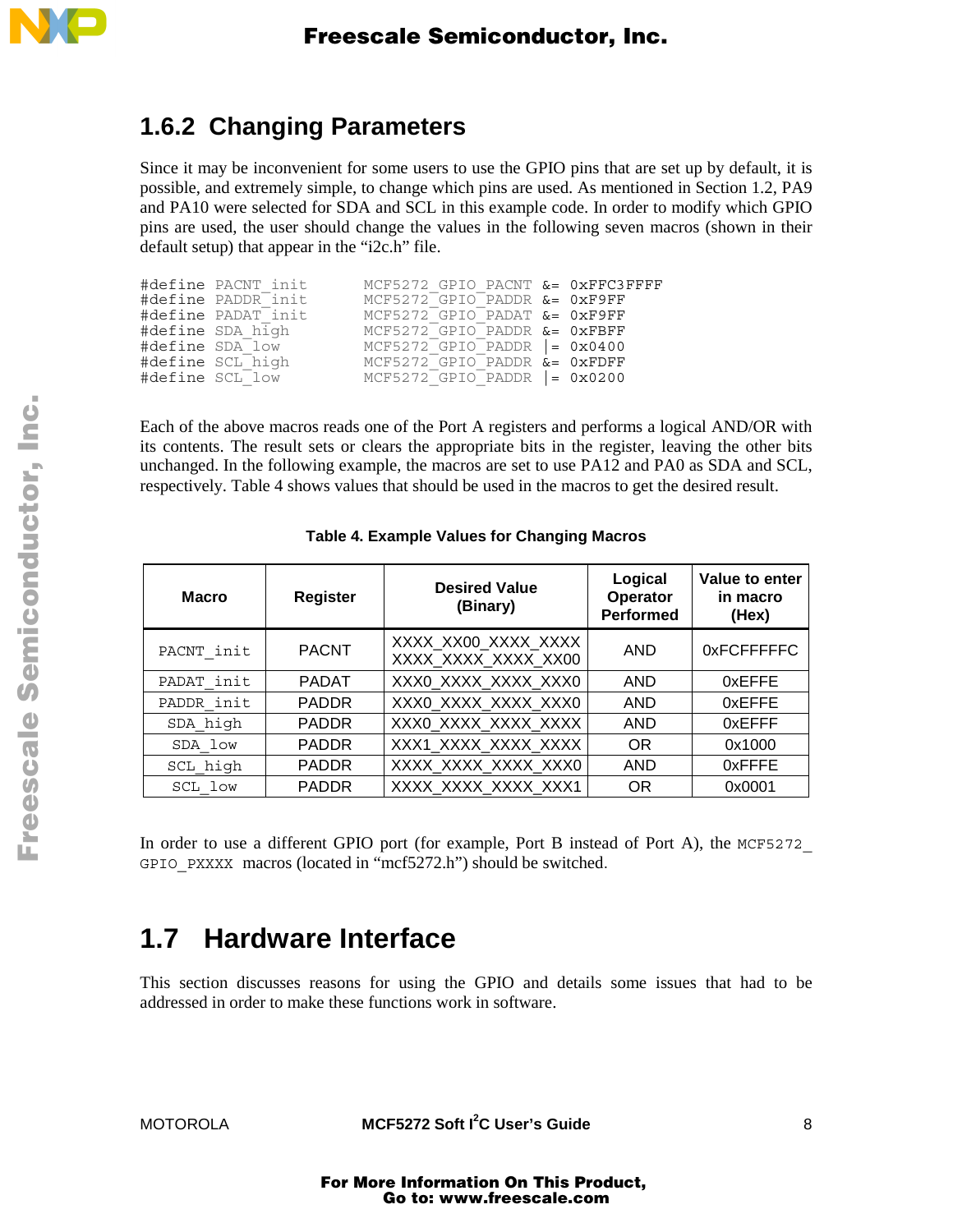### 1.6.2 Changing Parameters

Since it may be inconvenient for some users to use the GPIO pins that are set up by default, it is possible, and extremely simple, to change which pins are used. As mentioned in Section 1.2, PA9 and PA10 were selected for SDA and SCL in this example code. In order to modify which GPIO pins are used, the user should change the values in the following seven macros (shown in their default setup) that appear in the “i2c.h” file.

```
#define PACNT_init      MCF5272_GPIO_PACNT &= 0xFFC3FFFF
#define PADDR_init      MCF5272_GPIO_PADDR &= 0xF9FF
#define PADAT_init      MCF5272_GPIO_PADAT &= 0xF9FF
#define SDA_high        MCF5272_GPIO_PADDR &= 0xFBFF
#define SDA_low         MCF5272_GPIO_PADDR |= 0x0400
#define SCL_high        MCF5272_GPIO_PADDR &= 0xFDFF
#define SCL_low         MCF5272_GPIO_PADDR |= 0x0200
```

Each of the above macros reads one of the Port A registers and performs a logical AND/OR with its contents. The result sets or clears the appropriate bits in the register, leaving the other bits unchanged. In the following example, the macros are set to use PA12 and PA0 as SDA and SCL, respectively. Table 4 shows values that should be used in the macros to get the desired result.

**Table 4. Example Values for Changing Macros**

| Macro | Register | Desired Value (Binary) | Logical Operator Performed | Value to enter in macro (Hex) |
|---|---|---|---|---|
| PACNT_init | PACNT | XXXX_XX00_XXXX_XXXX XXXX_XXXX_XXXX_XX00 | AND | 0xFCFFFFFC |
| PADAT_init | PADAT | XXX0_XXXX_XXXX_XXX0 | AND | 0xEFFE |
| PADDR_init | PADDR | XXX0_XXXX_XXXX_XXX0 | AND | 0xEFFE |
| SDA_high | PADDR | XXX0_XXXX_XXXX_XXXX | AND | 0xEFFF |
| SDA_low | PADDR | XXX1_XXXX_XXXX_XXXX | OR | 0x1000 |
| SCL_high | PADDR | XXXX_XXXX_XXXX_XXX0 | AND | 0xFFFE |
| SCL_low | PADDR | XXXX_XXXX_XXXX_XXX1 | OR | 0x0001 |

In order to use a different GPIO port (for example, Port B instead of Port A), the `MCF5272_GPIO_PXXXX` macros (located in “mcf5272.h”) should be switched.

## 1.7 Hardware Interface

This section discusses reasons for using the GPIO and details some issues that had to be addressed in order to make these functions work in software.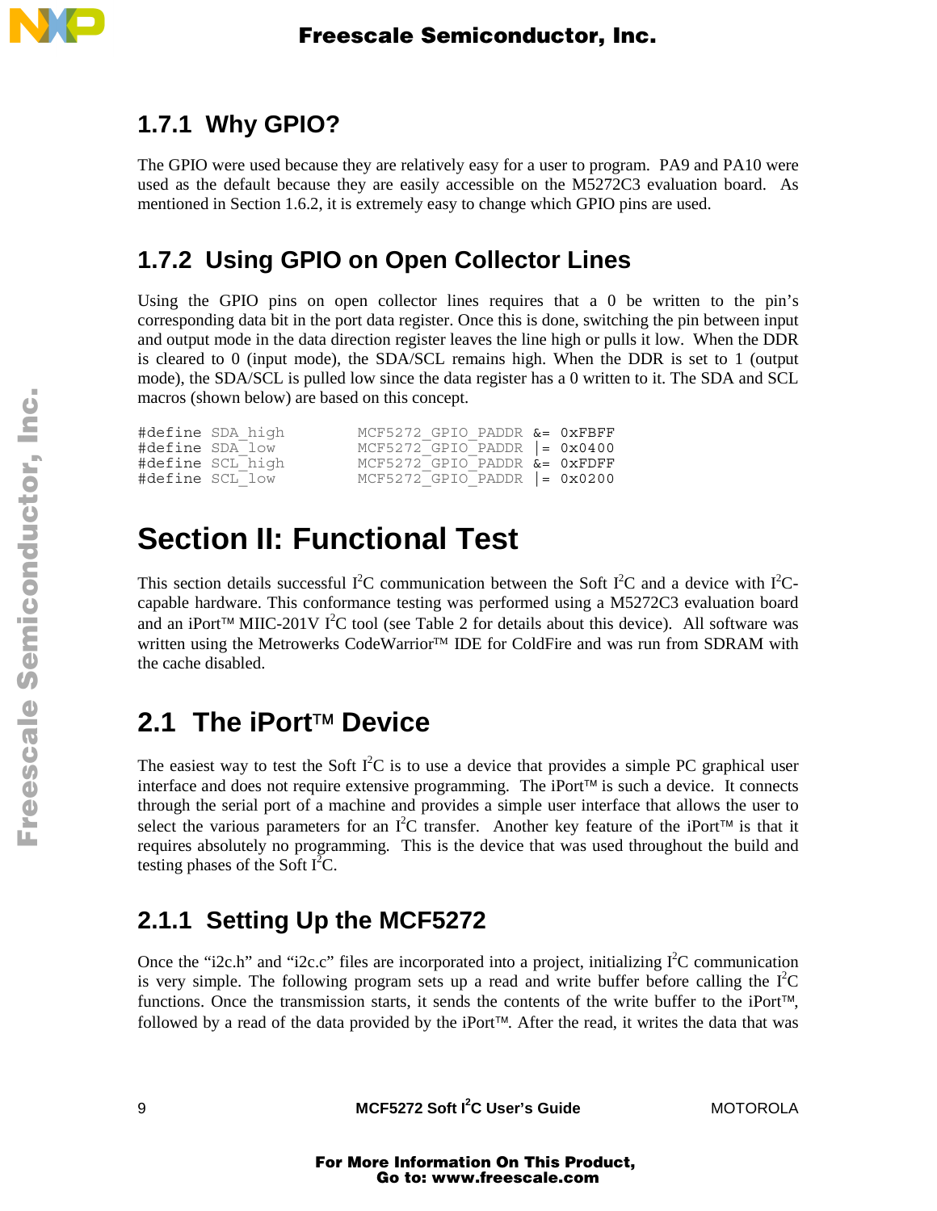### 1.7.1 Why GPIO?

The GPIO were used because they are relatively easy for a user to program. PA9 and PA10 were used as the default because they are easily accessible on the M5272C3 evaluation board. As mentioned in Section 1.6.2, it is extremely easy to change which GPIO pins are used.

### 1.7.2 Using GPIO on Open Collector Lines

Using the GPIO pins on open collector lines requires that a 0 be written to the pin's corresponding data bit in the port data register. Once this is done, switching the pin between input and output mode in the data direction register leaves the line high or pulls it low. When the DDR is cleared to 0 (input mode), the SDA/SCL remains high. When the DDR is set to 1 (output mode), the SDA/SCL is pulled low since the data register has a 0 written to it. The SDA and SCL macros (shown below) are based on this concept.

```
#define SDA_high        MCF5272_GPIO_PADDR &= 0xFBFF
#define SDA_low         MCF5272_GPIO_PADDR |= 0x0400
#define SCL_high        MCF5272_GPIO_PADDR &= 0xFDFF
#define SCL_low         MCF5272_GPIO_PADDR |= 0x0200
```

# Section II: Functional Test

This section details successful I²C communication between the Soft I²C and a device with I²C-capable hardware. This conformance testing was performed using a M5272C3 evaluation board and an iPort™ MIIC-201V I²C tool (see Table 2 for details about this device). All software was written using the Metrowerks CodeWarrior™ IDE for ColdFire and was run from SDRAM with the cache disabled.

## 2.1 The iPort™ Device

The easiest way to test the Soft I²C is to use a device that provides a simple PC graphical user interface and does not require extensive programming. The iPort™ is such a device. It connects through the serial port of a machine and provides a simple user interface that allows the user to select the various parameters for an I²C transfer. Another key feature of the iPort™ is that it requires absolutely no programming. This is the device that was used throughout the build and testing phases of the Soft I²C.

### 2.1.1 Setting Up the MCF5272

Once the "i2c.h" and "i2c.c" files are incorporated into a project, initializing I²C communication is very simple. The following program sets up a read and write buffer before calling the I²C functions. Once the transmission starts, it sends the contents of the write buffer to the iPort™, followed by a read of the data provided by the iPort™. After the read, it writes the data that was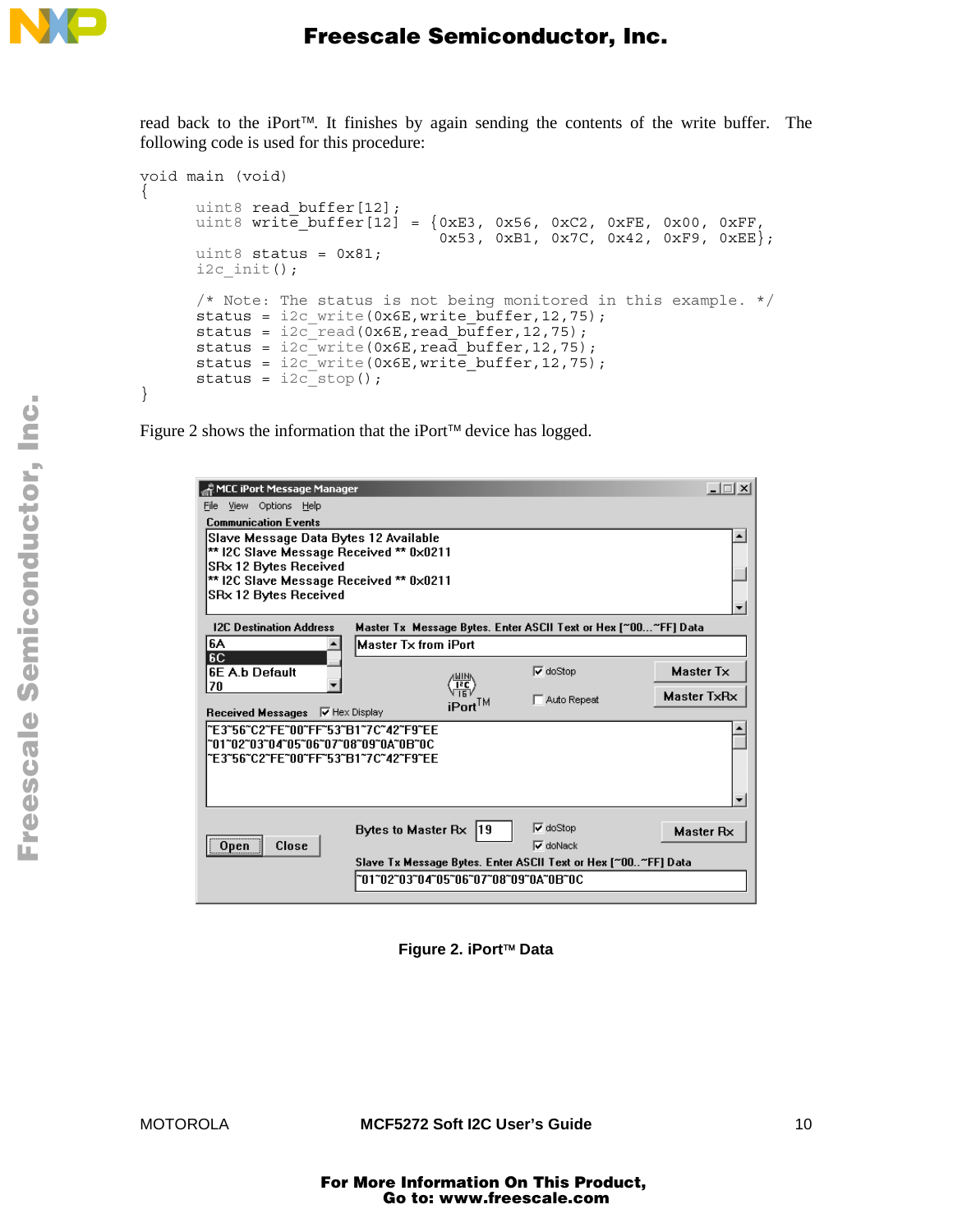read back to the iPort™. It finishes by again sending the contents of the write buffer. The following code is used for this procedure:

```
void main (void)
{
      uint8 read_buffer[12];
      uint8 write_buffer[12]  = {0xE3, 0x56, 0xC2, 0xFE, 0x00, 0xFF,
                                 0x53, 0xB1, 0x7C, 0x42, 0xF9, 0xEE};
      uint8 status = 0x81;
      i2c_init();

      /* Note: The status is not being monitored in this example. */
      status = i2c_write(0x6E,write_buffer,12,75);
      status = i2c_read(0x6E,read_buffer,12,75);
      status = i2c_write(0x6E,read_buffer,12,75);
      status = i2c_write(0x6E,write_buffer,12,75);
      status = i2c_stop();
}
```

Figure 2 shows the information that the iPort™ device has logged.

**Figure 2. iPort™ Data**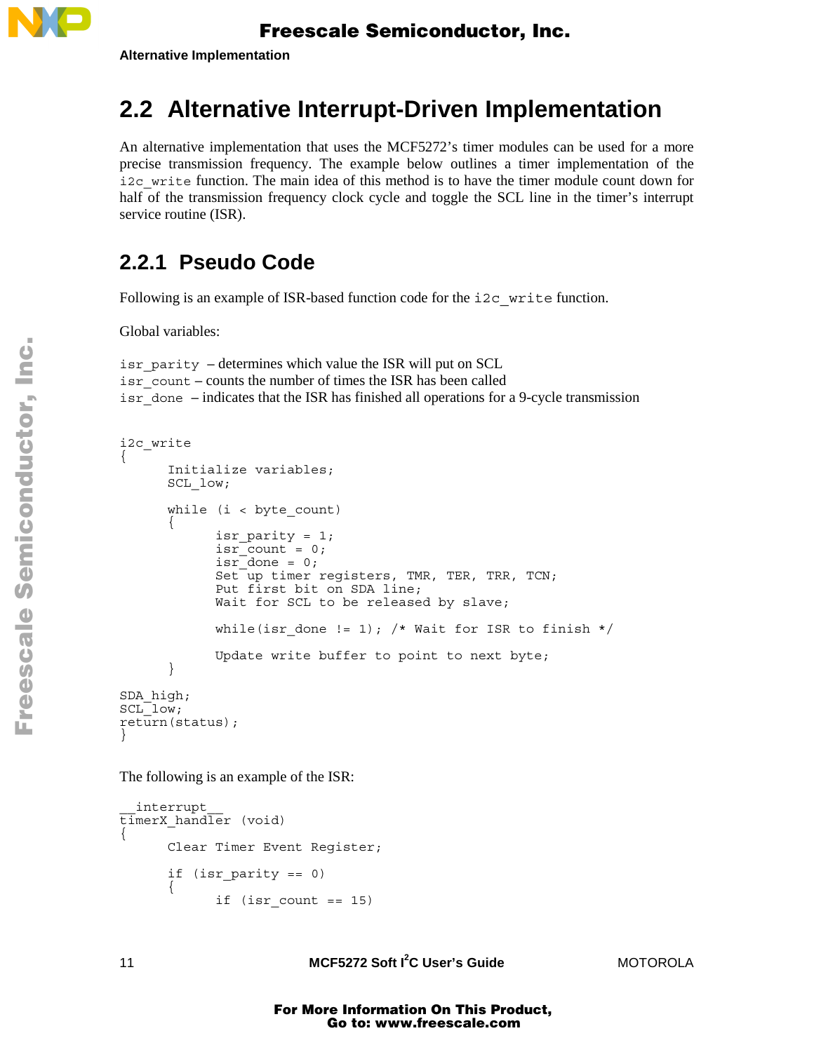## 2.2 Alternative Interrupt-Driven Implementation

An alternative implementation that uses the MCF5272's timer modules can be used for a more precise transmission frequency. The example below outlines a timer implementation of the `i2c_write` function. The main idea of this method is to have the timer module count down for half of the transmission frequency clock cycle and toggle the SCL line in the timer's interrupt service routine (ISR).

### 2.2.1 Pseudo Code

Following is an example of ISR-based function code for the `i2c_write` function.

Global variables:

`isr_parity` – determines which value the ISR will put on SCL
`isr_count` – counts the number of times the ISR has been called
`isr_done` – indicates that the ISR has finished all operations for a 9-cycle transmission

```
i2c_write
{
      Initialize variables;
      SCL_low;

      while (i < byte_count)
      {
            isr_parity = 1;
            isr_count = 0;
            isr_done = 0;
            Set up timer registers, TMR, TER, TRR, TCN;
            Put first bit on SDA line;
            Wait for SCL to be released by slave;

            while(isr_done != 1); /* Wait for ISR to finish */

            Update write buffer to point to next byte;
      }

SDA_high;
SCL_low;
return(status);
}
```

The following is an example of the ISR:

```
__interrupt__
timerX_handler (void)
{
      Clear Timer Event Register;

      if (isr_parity == 0)
      {
            if (isr_count == 15)
```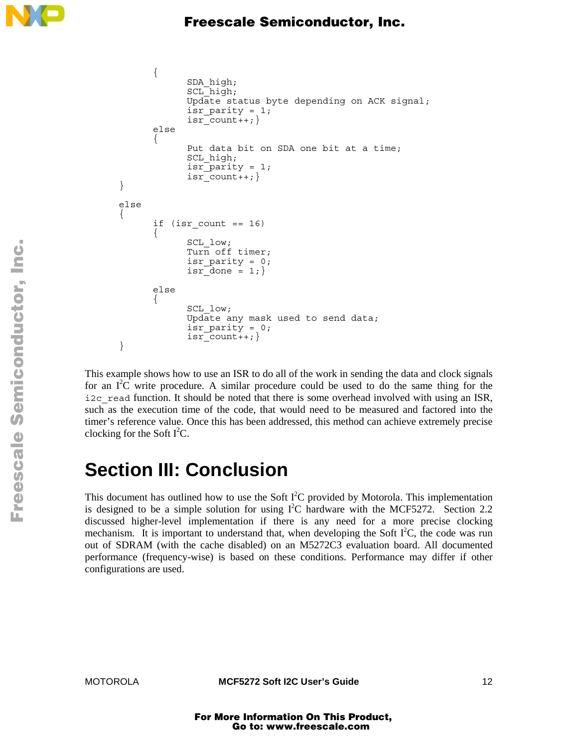```
        {
                SDA_high;
                SCL_high;
                Update status byte depending on ACK signal;
                isr_parity = 1;
                isr_count++;}
        else
        {
                Put data bit on SDA one bit at a time;
                SCL_high;
                isr_parity = 1;
                isr_count++;}
}

else
{
        if (isr_count == 16)
        {
                SCL_low;
                Turn off timer;
                isr_parity = 0;
                isr_done = 1;}

        else
        {
                SCL_low;
                Update any mask used to send data;
                isr_parity = 0;
                isr_count++;}
}
```

This example shows how to use an ISR to do all of the work in sending the data and clock signals for an I²C write procedure. A similar procedure could be used to do the same thing for the `i2c_read` function. It should be noted that there is some overhead involved with using an ISR, such as the execution time of the code, that would need to be measured and factored into the timer's reference value. Once this has been addressed, this method can achieve extremely precise clocking for the Soft I²C.

# Section III: Conclusion

This document has outlined how to use the Soft I²C provided by Motorola. This implementation is designed to be a simple solution for using I²C hardware with the MCF5272. Section 2.2 discussed higher-level implementation if there is any need for a more precise clocking mechanism. It is important to understand that, when developing the Soft I²C, the code was run out of SDRAM (with the cache disabled) on an M5272C3 evaluation board. All documented performance (frequency-wise) is based on these conditions. Performance may differ if other configurations are used.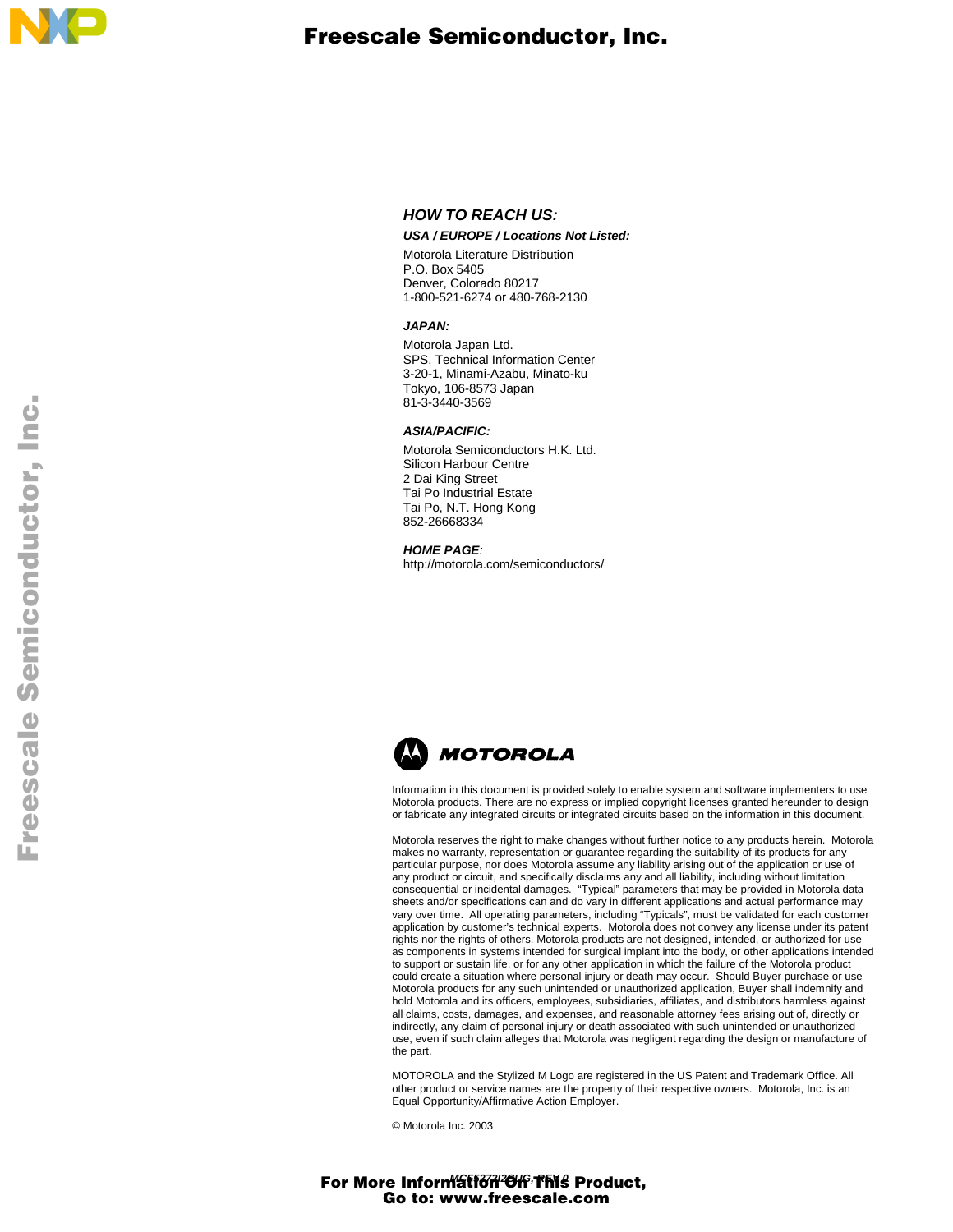### *HOW TO REACH US:*

***USA / EUROPE / Locations Not Listed:***

Motorola Literature Distribution
P.O. Box 5405
Denver, Colorado 80217
1-800-521-6274 or 480-768-2130

***JAPAN:***

Motorola Japan Ltd.
SPS, Technical Information Center
3-20-1, Minami-Azabu, Minato-ku
Tokyo, 106-8573 Japan
81-3-3440-3569

***ASIA/PACIFIC:***

Motorola Semiconductors H.K. Ltd.
Silicon Harbour Centre
2 Dai King Street
Tai Po Industrial Estate
Tai Po, N.T. Hong Kong
852-26668334

***HOME PAGE:***
http://motorola.com/semiconductors/

**MOTOROLA**

Information in this document is provided solely to enable system and software implementers to use Motorola products. There are no express or implied copyright licenses granted hereunder to design or fabricate any integrated circuits or integrated circuits based on the information in this document.

Motorola reserves the right to make changes without further notice to any products herein. Motorola makes no warranty, representation or guarantee regarding the suitability of its products for any particular purpose, nor does Motorola assume any liability arising out of the application or use of any product or circuit, and specifically disclaims any and all liability, including without limitation consequential or incidental damages. "Typical" parameters that may be provided in Motorola data sheets and/or specifications can and do vary in different applications and actual performance may vary over time. All operating parameters, including "Typicals", must be validated for each customer application by customer's technical experts. Motorola does not convey any license under its patent rights nor the rights of others. Motorola products are not designed, intended, or authorized for use as components in systems intended for surgical implant into the body, or other applications intended to support or sustain life, or for any other application in which the failure of the Motorola product could create a situation where personal injury or death may occur. Should Buyer purchase or use Motorola products for any such unintended or unauthorized application, Buyer shall indemnify and hold Motorola and its officers, employees, subsidiaries, affiliates, and distributors harmless against all claims, costs, damages, and expenses, and reasonable attorney fees arising out of, directly or indirectly, any claim of personal injury or death associated with such unintended or unauthorized use, even if such claim alleges that Motorola was negligent regarding the design or manufacture of the part.

MOTOROLA and the Stylized M Logo are registered in the US Patent and Trademark Office. All other product or service names are the property of their respective owners. Motorola, Inc. is an Equal Opportunity/Affirmative Action Employer.

© Motorola Inc. 2003

MCF5272/2QUG-REV 0